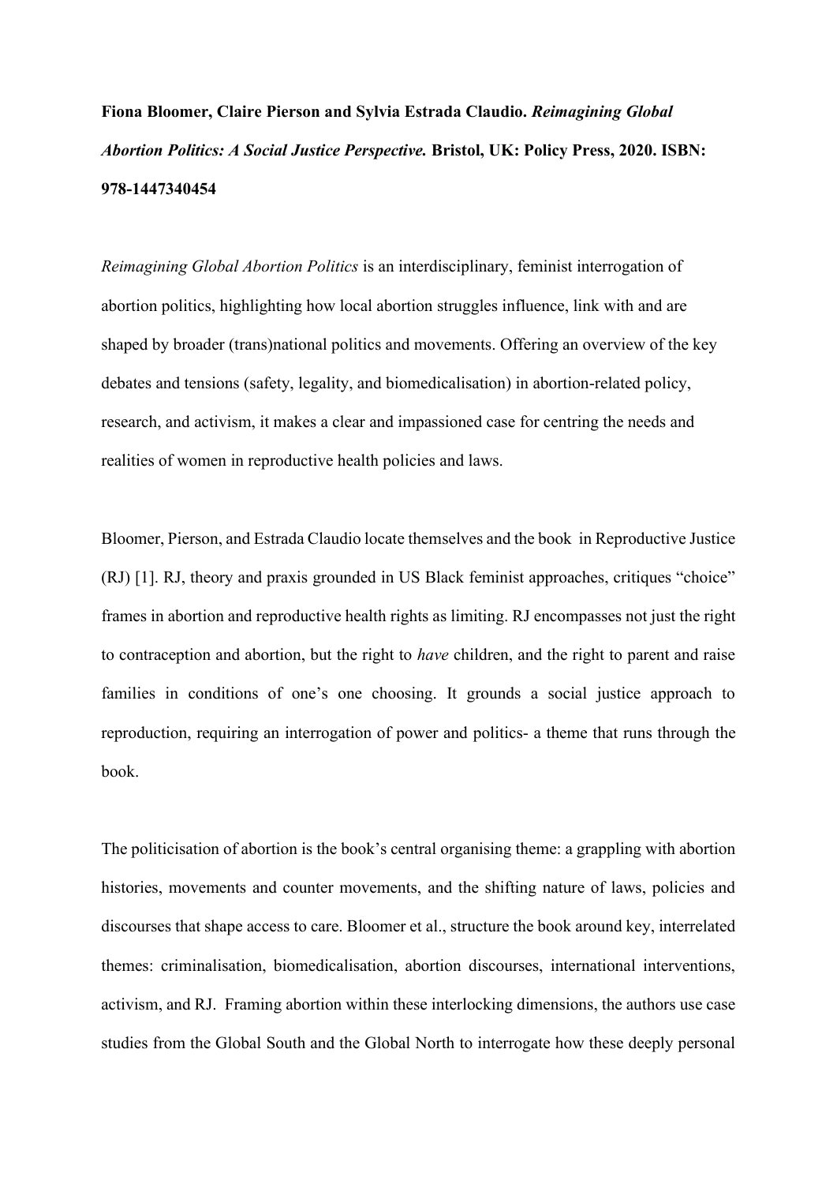**Fiona Bloomer, Claire Pierson and Sylvia Estrada Claudio. *Reimagining Global Abortion Politics: A Social Justice Perspective.* Bristol, UK: Policy Press, 2020. ISBN: 978-1447340454**

*Reimagining Global Abortion Politics* is an interdisciplinary, feminist interrogation of abortion politics, highlighting how local abortion struggles influence, link with and are shaped by broader (trans)national politics and movements. Offering an overview of the key debates and tensions (safety, legality, and biomedicalisation) in abortion-related policy, research, and activism, it makes a clear and impassioned case for centring the needs and realities of women in reproductive health policies and laws.

Bloomer, Pierson, and Estrada Claudio locate themselves and the book in Reproductive Justice (RJ) [1]. RJ, theory and praxis grounded in US Black feminist approaches, critiques "choice" frames in abortion and reproductive health rights as limiting. RJ encompasses not just the right to contraception and abortion, but the right to *have* children, and the right to parent and raise families in conditions of one's one choosing. It grounds a social justice approach to reproduction, requiring an interrogation of power and politics- a theme that runs through the book.

The politicisation of abortion is the book's central organising theme: a grappling with abortion histories, movements and counter movements, and the shifting nature of laws, policies and discourses that shape access to care. Bloomer et al., structure the book around key, interrelated themes: criminalisation, biomedicalisation, abortion discourses, international interventions, activism, and RJ. Framing abortion within these interlocking dimensions, the authors use case studies from the Global South and the Global North to interrogate how these deeply personal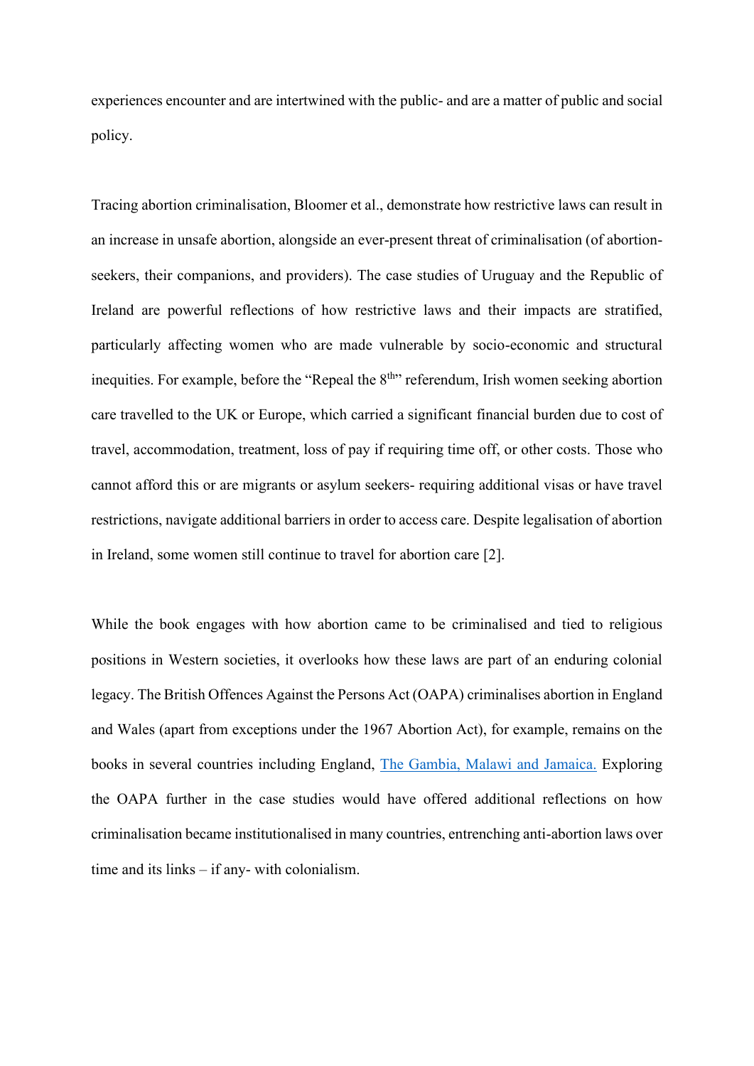experiences encounter and are intertwined with the public- and are a matter of public and social policy.

Tracing abortion criminalisation, Bloomer et al., demonstrate how restrictive laws can result in an increase in unsafe abortion, alongside an ever-present threat of criminalisation (of abortion-seekers, their companions, and providers). The case studies of Uruguay and the Republic of Ireland are powerful reflections of how restrictive laws and their impacts are stratified, particularly affecting women who are made vulnerable by socio-economic and structural inequities. For example, before the "Repeal the 8th" referendum, Irish women seeking abortion care travelled to the UK or Europe, which carried a significant financial burden due to cost of travel, accommodation, treatment, loss of pay if requiring time off, or other costs. Those who cannot afford this or are migrants or asylum seekers- requiring additional visas or have travel restrictions, navigate additional barriers in order to access care. Despite legalisation of abortion in Ireland, some women still continue to travel for abortion care [2].

While the book engages with how abortion came to be criminalised and tied to religious positions in Western societies, it overlooks how these laws are part of an enduring colonial legacy. The British Offences Against the Persons Act (OAPA) criminalises abortion in England and Wales (apart from exceptions under the 1967 Abortion Act), for example, remains on the books in several countries including England, The Gambia, Malawi and Jamaica. Exploring the OAPA further in the case studies would have offered additional reflections on how criminalisation became institutionalised in many countries, entrenching anti-abortion laws over time and its links – if any- with colonialism.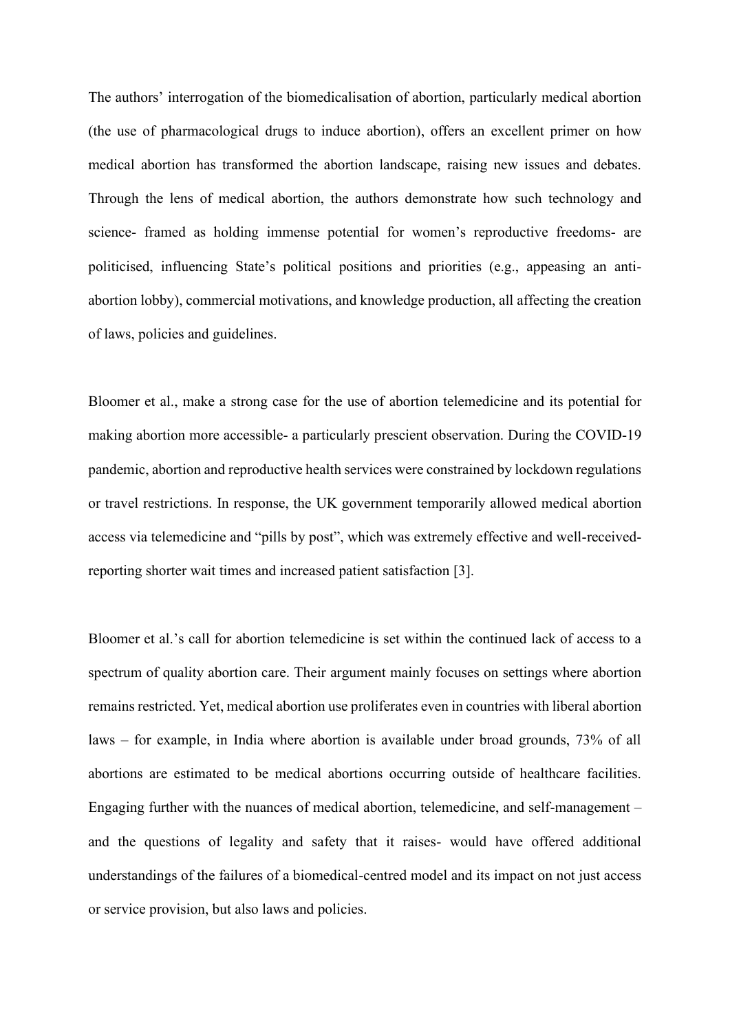The authors' interrogation of the biomedicalisation of abortion, particularly medical abortion (the use of pharmacological drugs to induce abortion), offers an excellent primer on how medical abortion has transformed the abortion landscape, raising new issues and debates. Through the lens of medical abortion, the authors demonstrate how such technology and science- framed as holding immense potential for women's reproductive freedoms- are politicised, influencing State's political positions and priorities (e.g., appeasing an anti-abortion lobby), commercial motivations, and knowledge production, all affecting the creation of laws, policies and guidelines.

Bloomer et al., make a strong case for the use of abortion telemedicine and its potential for making abortion more accessible- a particularly prescient observation. During the COVID-19 pandemic, abortion and reproductive health services were constrained by lockdown regulations or travel restrictions. In response, the UK government temporarily allowed medical abortion access via telemedicine and "pills by post", which was extremely effective and well-received- reporting shorter wait times and increased patient satisfaction [3].

Bloomer et al.'s call for abortion telemedicine is set within the continued lack of access to a spectrum of quality abortion care. Their argument mainly focuses on settings where abortion remains restricted. Yet, medical abortion use proliferates even in countries with liberal abortion laws – for example, in India where abortion is available under broad grounds, 73% of all abortions are estimated to be medical abortions occurring outside of healthcare facilities. Engaging further with the nuances of medical abortion, telemedicine, and self-management – and the questions of legality and safety that it raises- would have offered additional understandings of the failures of a biomedical-centred model and its impact on not just access or service provision, but also laws and policies.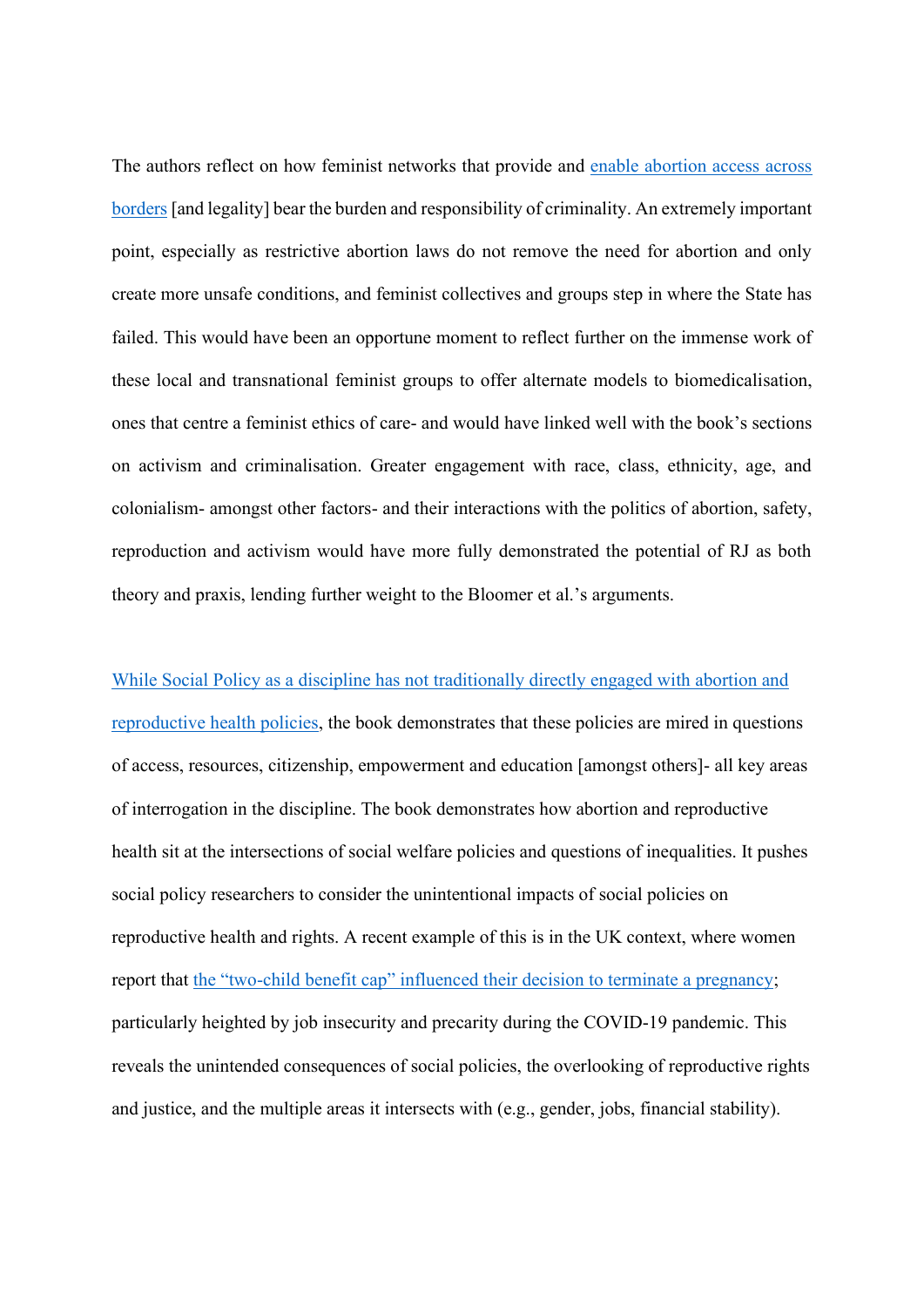The authors reflect on how feminist networks that provide and enable abortion access across borders [and legality] bear the burden and responsibility of criminality. An extremely important point, especially as restrictive abortion laws do not remove the need for abortion and only create more unsafe conditions, and feminist collectives and groups step in where the State has failed. This would have been an opportune moment to reflect further on the immense work of these local and transnational feminist groups to offer alternate models to biomedicalisation, ones that centre a feminist ethics of care- and would have linked well with the book's sections on activism and criminalisation. Greater engagement with race, class, ethnicity, age, and colonialism- amongst other factors- and their interactions with the politics of abortion, safety, reproduction and activism would have more fully demonstrated the potential of RJ as both theory and praxis, lending further weight to the Bloomer et al.'s arguments.

While Social Policy as a discipline has not traditionally directly engaged with abortion and reproductive health policies, the book demonstrates that these policies are mired in questions of access, resources, citizenship, empowerment and education [amongst others]- all key areas of interrogation in the discipline. The book demonstrates how abortion and reproductive health sit at the intersections of social welfare policies and questions of inequalities. It pushes social policy researchers to consider the unintentional impacts of social policies on reproductive health and rights. A recent example of this is in the UK context, where women report that the "two-child benefit cap" influenced their decision to terminate a pregnancy; particularly heighted by job insecurity and precarity during the COVID-19 pandemic. This reveals the unintended consequences of social policies, the overlooking of reproductive rights and justice, and the multiple areas it intersects with (e.g., gender, jobs, financial stability).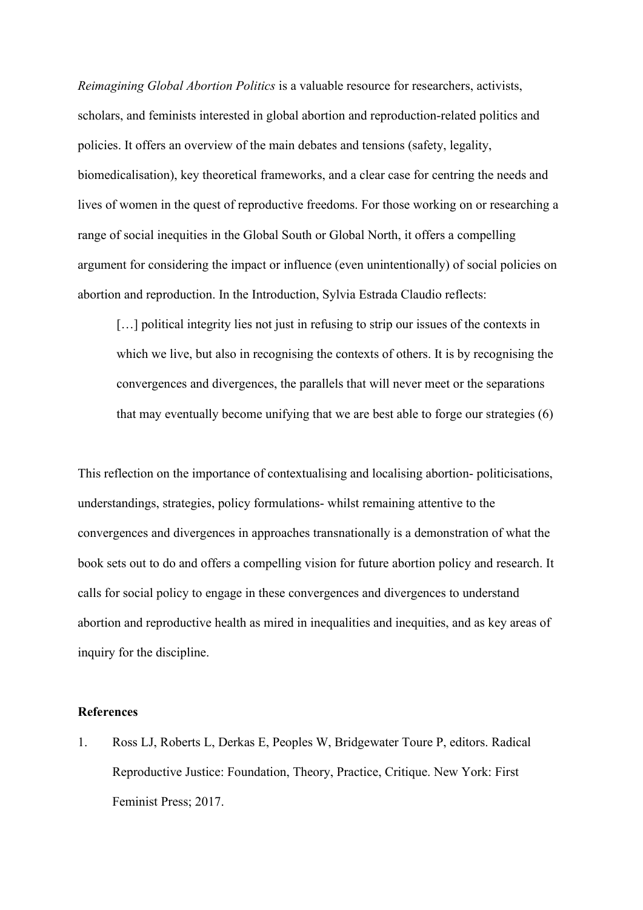*Reimagining Global Abortion Politics* is a valuable resource for researchers, activists, scholars, and feminists interested in global abortion and reproduction-related politics and policies. It offers an overview of the main debates and tensions (safety, legality, biomedicalisation), key theoretical frameworks, and a clear case for centring the needs and lives of women in the quest of reproductive freedoms. For those working on or researching a range of social inequities in the Global South or Global North, it offers a compelling argument for considering the impact or influence (even unintentionally) of social policies on abortion and reproduction. In the Introduction, Sylvia Estrada Claudio reflects:

> […] political integrity lies not just in refusing to strip our issues of the contexts in which we live, but also in recognising the contexts of others. It is by recognising the convergences and divergences, the parallels that will never meet or the separations that may eventually become unifying that we are best able to forge our strategies (6)

This reflection on the importance of contextualising and localising abortion- politicisations, understandings, strategies, policy formulations- whilst remaining attentive to the convergences and divergences in approaches transnationally is a demonstration of what the book sets out to do and offers a compelling vision for future abortion policy and research. It calls for social policy to engage in these convergences and divergences to understand abortion and reproductive health as mired in inequalities and inequities, and as key areas of inquiry for the discipline.

**References**

1. Ross LJ, Roberts L, Derkas E, Peoples W, Bridgewater Toure P, editors. Radical Reproductive Justice: Foundation, Theory, Practice, Critique. New York: First Feminist Press; 2017.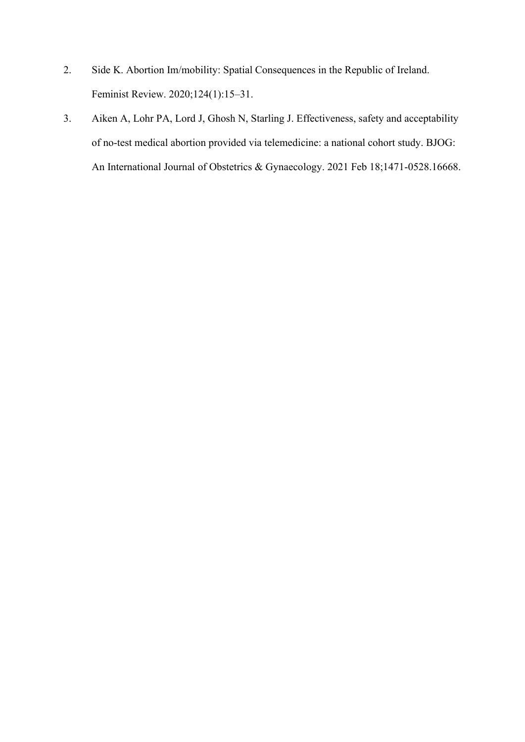2. Side K. Abortion Im/mobility: Spatial Consequences in the Republic of Ireland. Feminist Review. 2020;124(1):15–31.
3. Aiken A, Lohr PA, Lord J, Ghosh N, Starling J. Effectiveness, safety and acceptability of no-test medical abortion provided via telemedicine: a national cohort study. BJOG: An International Journal of Obstetrics & Gynaecology. 2021 Feb 18;1471-0528.16668.